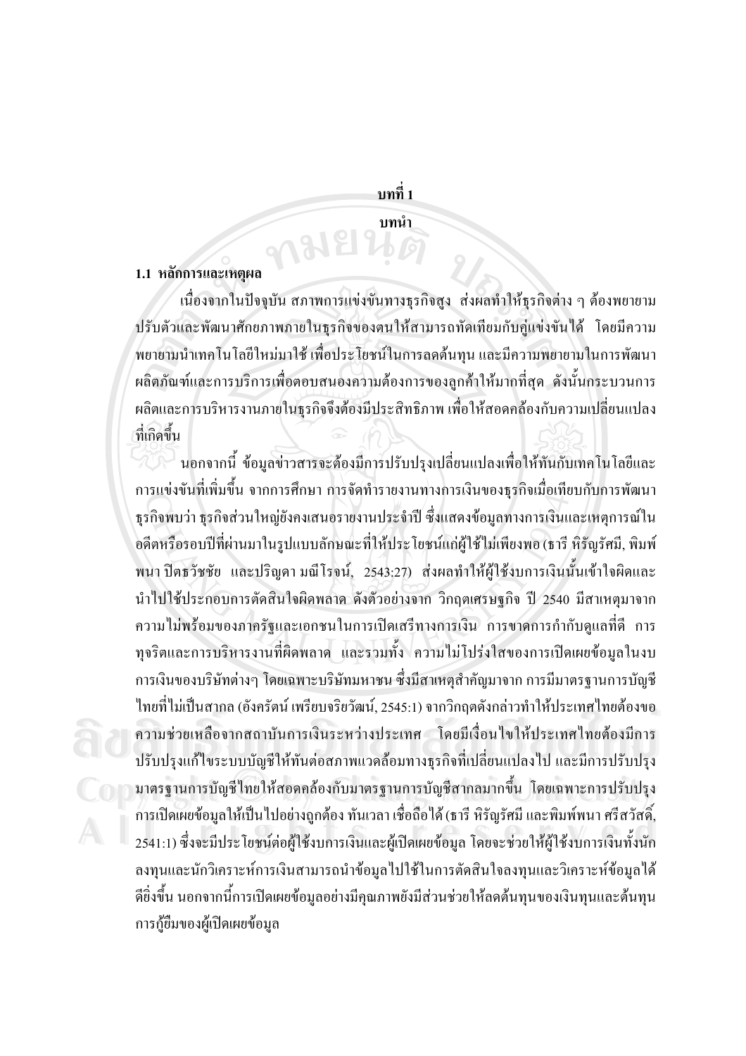# บทที่ 1

# บทนำ

## 1.1 หลักการและเหตุผล

เนื่องจากในปัจจุบัน สภาพการแข่งขันทางธุรกิจสูง ส่งผลทำให้ธุรกิจต่าง ๆ ต้องพยายามปรับตัวและพัฒนาศักยภาพภายในธุรกิจของตนให้สามารถทัดเทียมกับคู่แข่งขันได้ โดยมีความพยายามนำเทคโนโลยีใหม่มาใช้ เพื่อประโยชน์ในการลดต้นทุน และมีความพยายามในการพัฒนาผลิตภัณฑ์และการบริการเพื่อตอบสนองความต้องการของลูกค้าให้มากที่สุด ดังนั้นกระบวนการผลิตและการบริหารงานภายในธุรกิจจึงต้องมีประสิทธิภาพ เพื่อให้สอดคล้องกับความเปลี่ยนแปลงที่เกิดขึ้น

นอกจากนี้ ข้อมูลข่าวสารจะต้องมีการปรับปรุงเปลี่ยนแปลงเพื่อให้ทันกับเทคโนโลยีและการแข่งขันที่เพิ่มขึ้น จากการศึกษา การจัดทำรายงานทางการเงินของธุรกิจเมื่อเทียบกับการพัฒนาธุรกิจพบว่า ธุรกิจส่วนใหญ่ยังคงเสนอรายงานประจำปี ซึ่งแสดงข้อมูลทางการเงินและเหตุการณ์ในอดีตหรือรอบปีที่ผ่านมาในรูปแบบลักษณะที่ให้ประโยชน์แก่ผู้ใช้ไม่เพียงพอ (ธารี หิรัญรัศมี, พิมพ์พนา ปิตธวัชชัย และปริญดา มณีโรจน์, 2543:27) ส่งผลทำให้ผู้ใช้งบการเงินนั้นเข้าใจผิดและนำไปใช้ประกอบการตัดสินใจผิดพลาด ดังตัวอย่างจาก วิกฤตเศรษฐกิจ ปี 2540 มีสาเหตุมาจากความไม่พร้อมของภาครัฐและเอกชนในการเปิดเสรีทางการเงิน การขาดการกำกับดูแลที่ดี การทุจริตและการบริหารงานที่ผิดพลาด และรวมทั้ง ความไม่โปร่งใสของการเปิดเผยข้อมูลในงบการเงินของบริษัทต่างๆ โดยเฉพาะบริษัทมหาชน ซึ่งมีสาเหตุสำคัญมาจาก การมีมาตรฐานการบัญชีไทยที่ไม่เป็นสากล (อังครัตน์ เพรียบจริยวัฒน์, 2545:1) จากวิกฤตดังกล่าวทำให้ประเทศไทยต้องขอความช่วยเหลือจากสถาบันการเงินระหว่างประเทศ โดยมีเงื่อนไขให้ประเทศไทยต้องมีการปรับปรุงแก้ไขระบบบัญชีให้ทันต่อสภาพแวดล้อมทางธุรกิจที่เปลี่ยนแปลงไป และมีการปรับปรุงมาตรฐานการบัญชีไทยให้สอดคล้องกับมาตรฐานการบัญชีสากลมากขึ้น โดยเฉพาะการปรับปรุงการเปิดเผยข้อมูลให้เป็นไปอย่างถูกต้อง ทันเวลา เชื่อถือได้ (ธารี หิรัญรัศมี และพิมพ์พนา ศรีสวัสดิ์, 2541:1) ซึ่งจะมีประโยชน์ต่อผู้ใช้งบการเงินและผู้เปิดเผยข้อมูล โดยจะช่วยให้ผู้ใช้งบการเงินทั้งนักลงทุนและนักวิเคราะห์การเงินสามารถนำข้อมูลไปใช้ในการตัดสินใจลงทุนและวิเคราะห์ข้อมูลได้ดียิ่งขึ้น นอกจากนี้การเปิดเผยข้อมูลอย่างมีคุณภาพยังมีส่วนช่วยให้ลดต้นทุนของเงินทุนและต้นทุนการกู้ยืมของผู้เปิดเผยข้อมูล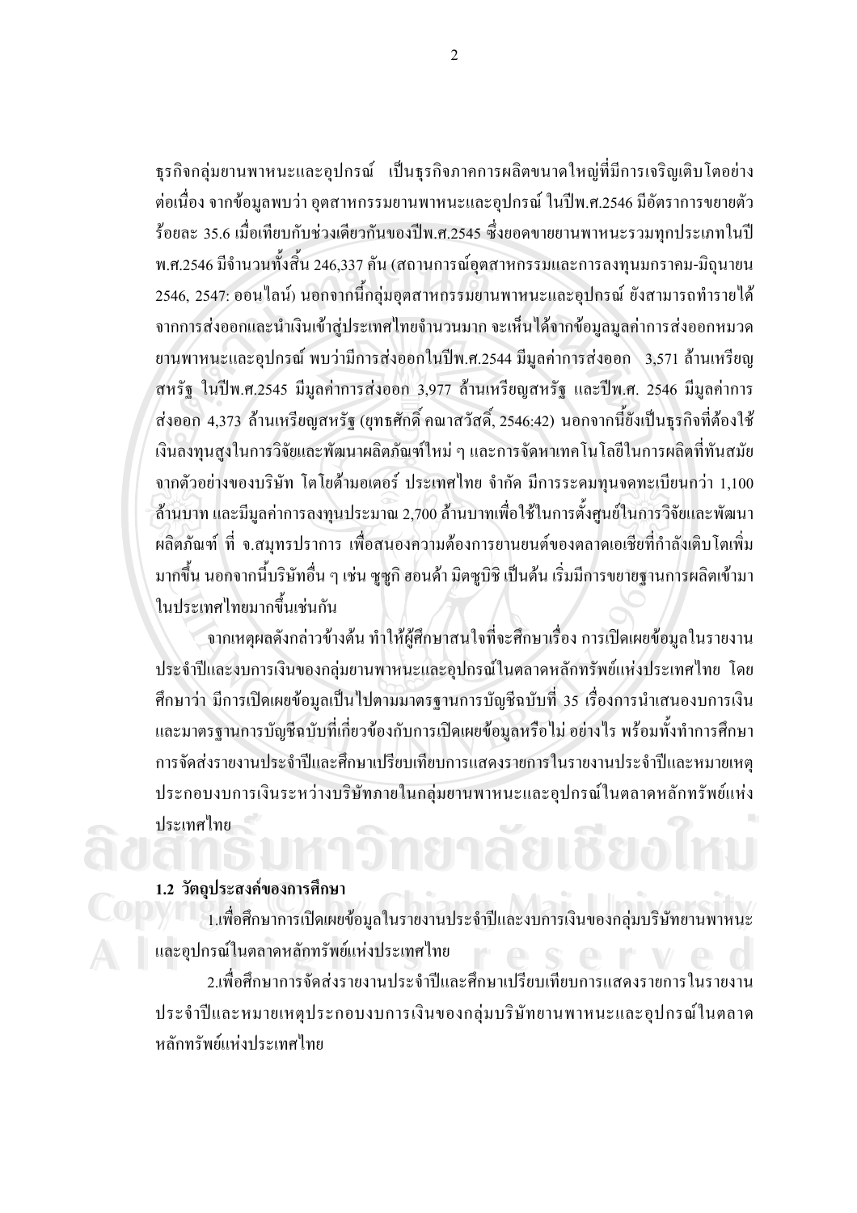ธุรกิจกลุ่มยานพาหนะและอุปกรณ์ เป็นธุรกิจภาคการผลิตขนาดใหญ่ที่มีการเจริญเติบโตอย่างต่อเนื่อง จากข้อมูลพบว่า อุตสาหกรรมยานพาหนะและอุปกรณ์ ในปีพ.ศ.2546 มีอัตราการขยายตัวร้อยละ 35.6 เมื่อเทียบกับช่วงเดียวกันของปีพ.ศ.2545 ซึ่งยอดขายยานพาหนะรวมทุกประเภทในปี พ.ศ.2546 มีจำนวนทั้งสิ้น 246,337 คัน (สถานการณ์อุตสาหกรรมและการลงทุนมกราคม-มิถุนายน 2546, 2547: ออนไลน์) นอกจากนี้กลุ่มอุตสาหกรรมยานพาหนะและอุปกรณ์ ยังสามารถทำรายได้จากการส่งออกและนำเงินเข้าสู่ประเทศไทยจำนวนมาก จะเห็นได้จากข้อมูลมูลค่าการส่งออกหมวดยานพาหนะและอุปกรณ์ พบว่ามีการส่งออกในปีพ.ศ.2544 มีมูลค่าการส่งออก 3,571 ล้านเหรียญสหรัฐ ในปีพ.ศ.2545 มีมูลค่าการส่งออก 3,977 ล้านเหรียญสหรัฐ และปีพ.ศ. 2546 มีมูลค่าการส่งออก 4,373 ล้านเหรียญสหรัฐ (ยุทธศักดิ์ คณาสวัสดิ์, 2546:42) นอกจากนี้ยังเป็นธุรกิจที่ต้องใช้เงินลงทุนสูงในการวิจัยและพัฒนาผลิตภัณฑ์ใหม่ ๆ และการจัดหาเทคโนโลยีในการผลิตที่ทันสมัย จากตัวอย่างของบริษัท โตโยต้ามอเตอร์ ประเทศไทย จำกัด มีการระดมทุนจดทะเบียนกว่า 1,100 ล้านบาท และมีมูลค่าการลงทุนประมาณ 2,700 ล้านบาทเพื่อใช้ในการตั้งศูนย์ในการวิจัยและพัฒนาผลิตภัณฑ์ ที่ จ.สมุทรปราการ เพื่อสนองความต้องการยานยนต์ของตลาดเอเชียที่กำลังเติบโตเพิ่มมากขึ้น นอกจากนี้บริษัทอื่น ๆ เช่น ซูซูกิ ฮอนด้า มิตซูบิชิ เป็นต้น เริ่มมีการขยายฐานการผลิตเข้ามาในประเทศไทยมากขึ้นเช่นกัน

จากเหตุผลดังกล่าวข้างต้น ทำให้ผู้ศึกษาสนใจที่จะศึกษาเรื่อง การเปิดเผยข้อมูลในรายงานประจำปีและงบการเงินของกลุ่มยานพาหนะและอุปกรณ์ในตลาดหลักทรัพย์แห่งประเทศไทย โดยศึกษาว่า มีการเปิดเผยข้อมูลเป็นไปตามมาตรฐานการบัญชีฉบับที่ 35 เรื่องการนำเสนองบการเงิน และมาตรฐานการบัญชีฉบับที่เกี่ยวข้องกับการเปิดเผยข้อมูลหรือไม่ อย่างไร พร้อมทั้งทำการศึกษาการจัดส่งรายงานประจำปีและศึกษาเปรียบเทียบการแสดงรายการในรายงานประจำปีและหมายเหตุประกอบงบการเงินระหว่างบริษัทภายในกลุ่มยานพาหนะและอุปกรณ์ในตลาดหลักทรัพย์แห่งประเทศไทย

### 1.2 วัตถุประสงค์ของการศึกษา

1.เพื่อศึกษาการเปิดเผยข้อมูลในรายงานประจำปีและงบการเงินของกลุ่มบริษัทยานพาหนะและอุปกรณ์ในตลาดหลักทรัพย์แห่งประเทศไทย

2.เพื่อศึกษาการจัดส่งรายงานประจำปีและศึกษาเปรียบเทียบการแสดงรายการในรายงานประจำปีและหมายเหตุประกอบงบการเงินของกลุ่มบริษัทยานพาหนะและอุปกรณ์ในตลาดหลักทรัพย์แห่งประเทศไทย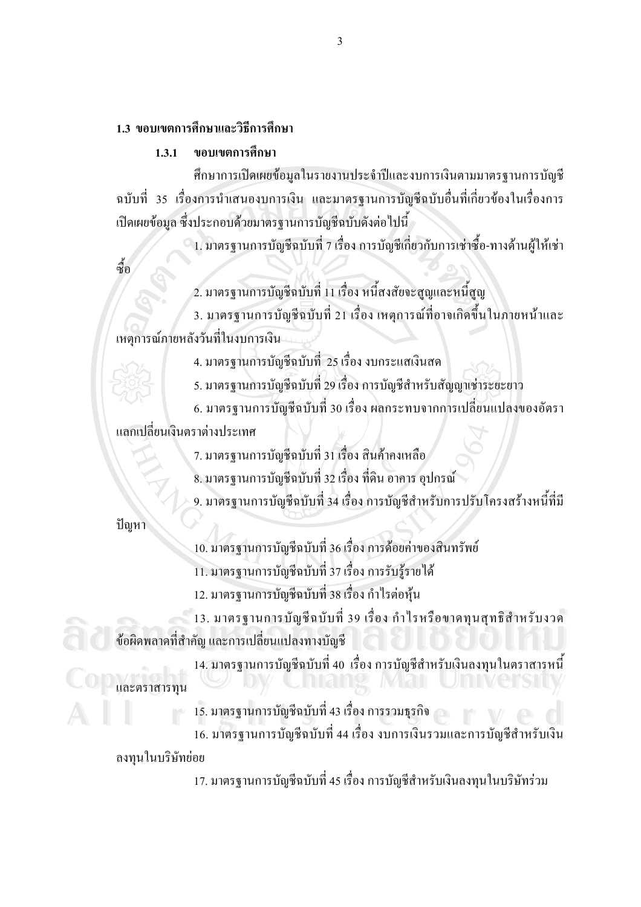**1.3 ขอบเขตการศึกษาและวิธีการศึกษา**

**1.3.1 ขอบเขตการศึกษา**

ศึกษาการเปิดเผยข้อมูลในรายงานประจำปีและงบการเงินตามมาตรฐานการบัญชีฉบับที่ 35 เรื่องการนำเสนองบการเงิน และมาตรฐานการบัญชีฉบับอื่นที่เกี่ยวข้องในเรื่องการเปิดเผยข้อมูล ซึ่งประกอบด้วยมาตรฐานการบัญชีฉบับดังต่อไปนี้

1. มาตรฐานการบัญชีฉบับที่ 7 เรื่อง การบัญชีเกี่ยวกับการเช่าซื้อ-ทางด้านผู้ให้เช่าซื้อ
2. มาตรฐานการบัญชีฉบับที่ 11 เรื่อง หนี้สงสัยจะสูญและหนี้สูญ
3. มาตรฐานการบัญชีฉบับที่ 21 เรื่อง เหตุการณ์ที่อาจเกิดขึ้นในภายหน้าและเหตุการณ์ภายหลังวันที่ในงบการเงิน
4. มาตรฐานการบัญชีฉบับที่ 25 เรื่อง งบกระแสเงินสด
5. มาตรฐานการบัญชีฉบับที่ 29 เรื่อง การบัญชีสำหรับสัญญาเช่าระยะยาว
6. มาตรฐานการบัญชีฉบับที่ 30 เรื่อง ผลกระทบจากการเปลี่ยนแปลงของอัตราแลกเปลี่ยนเงินตราต่างประเทศ
7. มาตรฐานการบัญชีฉบับที่ 31 เรื่อง สินค้าคงเหลือ
8. มาตรฐานการบัญชีฉบับที่ 32 เรื่อง ที่ดิน อาคาร อุปกรณ์
9. มาตรฐานการบัญชีฉบับที่ 34 เรื่อง การบัญชีสำหรับการปรับโครงสร้างหนี้ที่มีปัญหา
10. มาตรฐานการบัญชีฉบับที่ 36 เรื่อง การด้อยค่าของสินทรัพย์
11. มาตรฐานการบัญชีฉบับที่ 37 เรื่อง การรับรู้รายได้
12. มาตรฐานการบัญชีฉบับที่ 38 เรื่อง กำไรต่อหุ้น
13. มาตรฐานการบัญชีฉบับที่ 39 เรื่อง กำไรหรือขาดทุนสุทธิสำหรับงวด ข้อผิดพลาดที่สำคัญ และการเปลี่ยนแปลงทางบัญชี
14. มาตรฐานการบัญชีฉบับที่ 40 เรื่อง การบัญชีสำหรับเงินลงทุนในตราสารหนี้และตราสารทุน
15. มาตรฐานการบัญชีฉบับที่ 43 เรื่อง การรวมธุรกิจ
16. มาตรฐานการบัญชีฉบับที่ 44 เรื่อง งบการเงินรวมและการบัญชีสำหรับเงินลงทุนในบริษัทย่อย
17. มาตรฐานการบัญชีฉบับที่ 45 เรื่อง การบัญชีสำหรับเงินลงทุนในบริษัทร่วม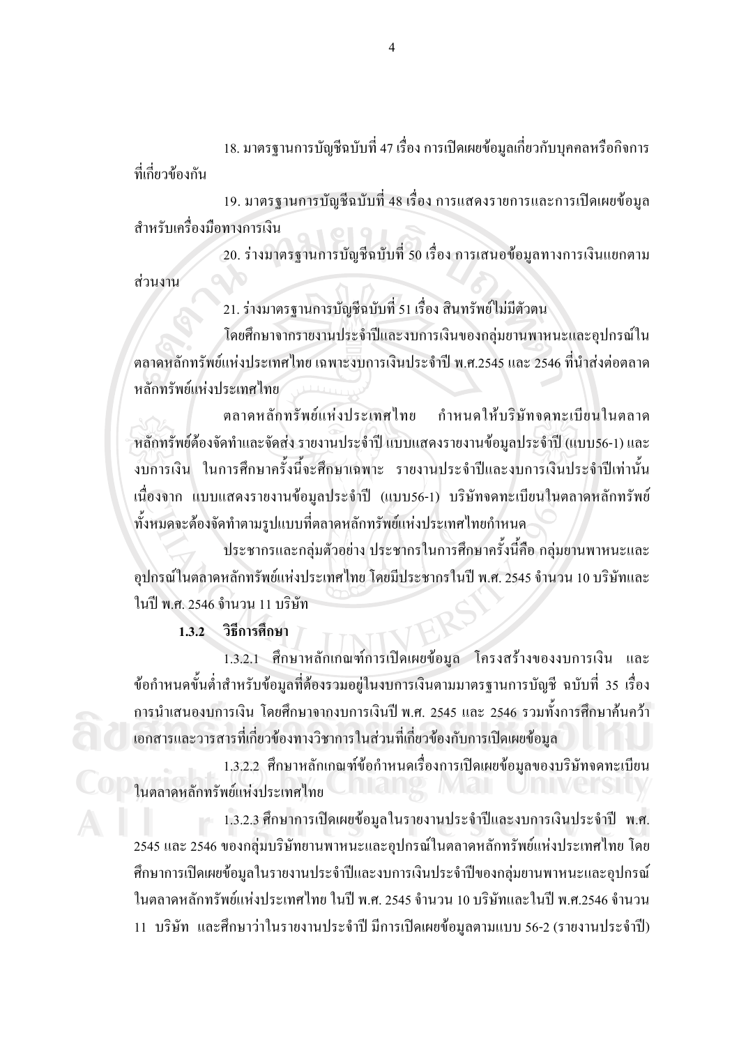18. มาตรฐานการบัญชีฉบับที่ 47 เรื่อง การเปิดเผยข้อมูลเกี่ยวกับบุคคลหรือกิจการที่เกี่ยวข้องกัน

19. มาตรฐานการบัญชีฉบับที่ 48 เรื่อง การแสดงรายการและการเปิดเผยข้อมูลสำหรับเครื่องมือทางการเงิน

20. ร่างมาตรฐานการบัญชีฉบับที่ 50 เรื่อง การเสนอข้อมูลทางการเงินแยกตามส่วนงาน

21. ร่างมาตรฐานการบัญชีฉบับที่ 51 เรื่อง สินทรัพย์ไม่มีตัวตน

โดยศึกษาจากรายงานประจำปีและงบการเงินของกลุ่มยานพาหนะและอุปกรณ์ในตลาดหลักทรัพย์แห่งประเทศไทย เฉพาะงบการเงินประจำปี พ.ศ.2545 และ 2546 ที่นำส่งต่อตลาดหลักทรัพย์แห่งประเทศไทย

ตลาดหลักทรัพย์แห่งประเทศไทย กำหนดให้บริษัทจดทะเบียนในตลาดหลักทรัพย์ต้องจัดทำและจัดส่ง รายงานประจำปี แบบแสดงรายงานข้อมูลประจำปี (แบบ56-1) และงบการเงิน ในการศึกษาครั้งนี้จะศึกษาเฉพาะ รายงานประจำปีและงบการเงินประจำปีเท่านั้น เนื่องจาก แบบแสดงรายงานข้อมูลประจำปี (แบบ56-1) บริษัทจดทะเบียนในตลาดหลักทรัพย์ทั้งหมดจะต้องจัดทำตามรูปแบบที่ตลาดหลักทรัพย์แห่งประเทศไทยกำหนด

ประชากรและกลุ่มตัวอย่าง ประชากรในการศึกษาครั้งนี้คือ กลุ่มยานพาหนะและอุปกรณ์ในตลาดหลักทรัพย์แห่งประเทศไทย โดยมีประชากรในปี พ.ศ. 2545 จำนวน 10 บริษัทและในปี พ.ศ. 2546 จำนวน 11 บริษัท

### 1.3.2 วิธีการศึกษา

1.3.2.1 ศึกษาหลักเกณฑ์การเปิดเผยข้อมูล โครงสร้างของงบการเงิน และข้อกำหนดขั้นต่ำสำหรับข้อมูลที่ต้องรวมอยู่ในงบการเงินตามมาตรฐานการบัญชี ฉบับที่ 35 เรื่อง การนำเสนองบการเงิน โดยศึกษาจากงบการเงินปี พ.ศ. 2545 และ 2546 รวมทั้งการศึกษาค้นคว้าเอกสารและวารสารที่เกี่ยวข้องทางวิชาการในส่วนที่เกี่ยวข้องกับการเปิดเผยข้อมูล

1.3.2.2 ศึกษาหลักเกณฑ์ข้อกำหนดเรื่องการเปิดเผยข้อมูลของบริษัทจดทะเบียนในตลาดหลักทรัพย์แห่งประเทศไทย

1.3.2.3 ศึกษาการเปิดเผยข้อมูลในรายงานประจำปีและงบการเงินประจำปี พ.ศ. 2545 และ 2546 ของกลุ่มบริษัทยานพาหนะและอุปกรณ์ในตลาดหลักทรัพย์แห่งประเทศไทย โดยศึกษาการเปิดเผยข้อมูลในรายงานประจำปีและงบการเงินประจำปีของกลุ่มยานพาหนะและอุปกรณ์ในตลาดหลักทรัพย์แห่งประเทศไทย ในปี พ.ศ. 2545 จำนวน 10 บริษัทและในปี พ.ศ.2546 จำนวน 11 บริษัท และศึกษาว่าในรายงานประจำปี มีการเปิดเผยข้อมูลตามแบบ 56-2 (รายงานประจำปี)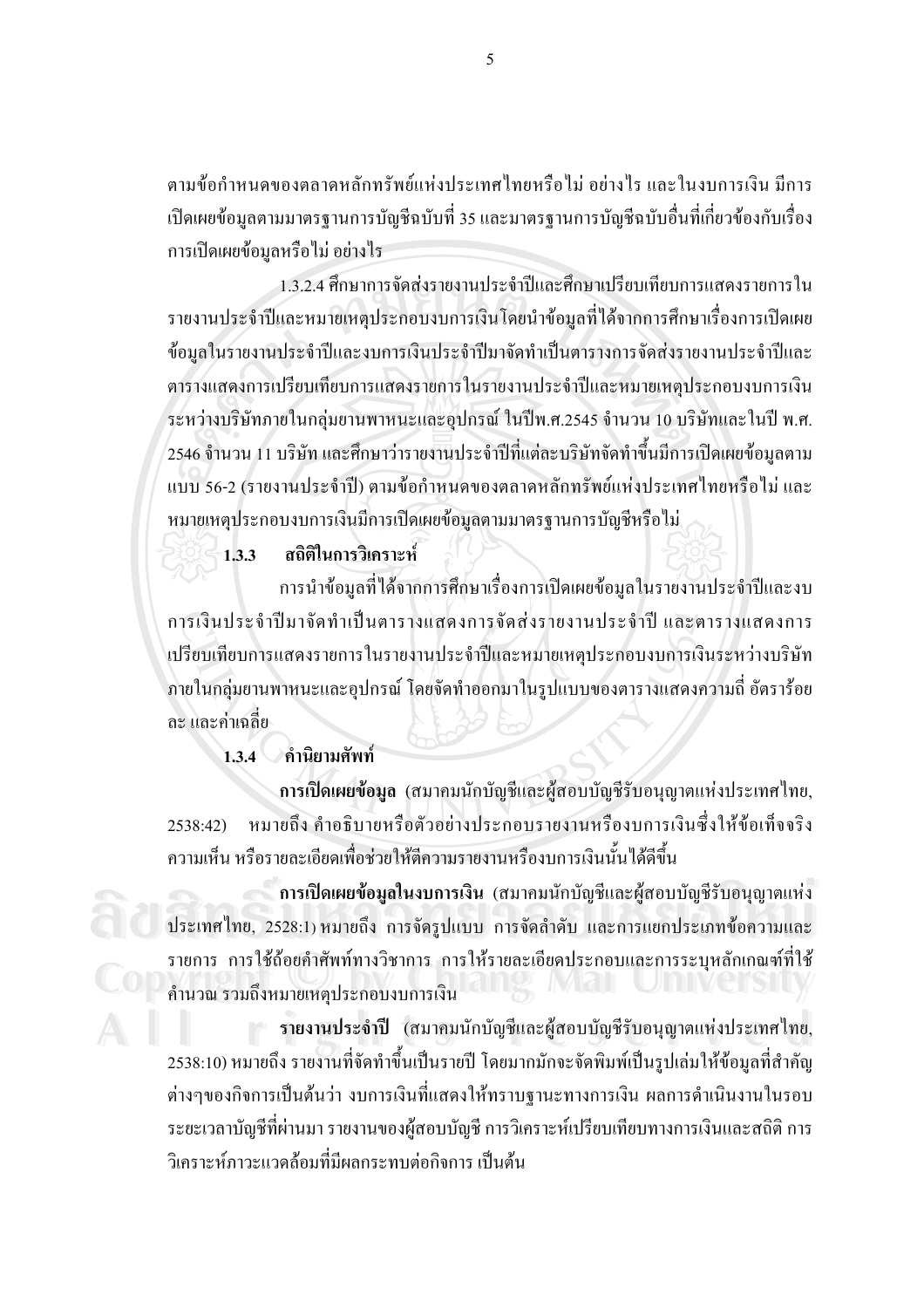ตามข้อกำหนดของตลาดหลักทรัพย์แห่งประเทศไทยหรือไม่ อย่างไร และในงบการเงิน มีการเปิดเผยข้อมูลตามมาตรฐานการบัญชีฉบับที่ 35 และมาตรฐานการบัญชีฉบับอื่นที่เกี่ยวข้องกับเรื่องการเปิดเผยข้อมูลหรือไม่ อย่างไร

1.3.2.4 ศึกษาการจัดส่งรายงานประจำปีและศึกษาเปรียบเทียบการแสดงรายการในรายงานประจำปีและหมายเหตุประกอบงบการเงิน โดยนำข้อมูลที่ได้จากการศึกษาเรื่องการเปิดเผยข้อมูลในรายงานประจำปีและงบการเงินประจำปีมาจัดทำเป็นตารางการจัดส่งรายงานประจำปีและตารางแสดงการเปรียบเทียบการแสดงรายการในรายงานประจำปีและหมายเหตุประกอบงบการเงินระหว่างบริษัทภายในกลุ่มยานพาหนะและอุปกรณ์ ในปีพ.ศ.2545 จำนวน 10 บริษัทและในปี พ.ศ. 2546 จำนวน 11 บริษัท และศึกษาว่ารายงานประจำปีที่แต่ละบริษัทจัดทำขึ้นมีการเปิดเผยข้อมูลตามแบบ 56-2 (รายงานประจำปี) ตามข้อกำหนดของตลาดหลักทรัพย์แห่งประเทศไทยหรือไม่ และหมายเหตุประกอบงบการเงินมีการเปิดเผยข้อมูลตามมาตรฐานการบัญชีหรือไม่

### 1.3.3 สถิติในการวิเคราะห์

การนำข้อมูลที่ได้จากการศึกษาเรื่องการเปิดเผยข้อมูลในรายงานประจำปีและงบการเงินประจำปีมาจัดทำเป็นตารางแสดงการจัดส่งรายงานประจำปี และตารางแสดงการเปรียบเทียบการแสดงรายการในรายงานประจำปีและหมายเหตุประกอบงบการเงินระหว่างบริษัทภายในกลุ่มยานพาหนะและอุปกรณ์ โดยจัดทำออกมาในรูปแบบของตารางแสดงความถี่ อัตราร้อยละ และค่าเฉลี่ย

### 1.3.4 คำนิยามศัพท์

**การเปิดเผยข้อมูล** (สมาคมนักบัญชีและผู้สอบบัญชีรับอนุญาตแห่งประเทศไทย, 2538:42) หมายถึง คำอธิบายหรือตัวอย่างประกอบรายงานหรืองบการเงินซึ่งให้ข้อเท็จจริงความเห็น หรือรายละเอียดเพื่อช่วยให้ตีความรายงานหรืองบการเงินนั้นได้ดีขึ้น

**การเปิดเผยข้อมูลในงบการเงิน** (สมาคมนักบัญชีและผู้สอบบัญชีรับอนุญาตแห่งประเทศไทย, 2528:1) หมายถึง การจัดรูปแบบ การจัดลำดับ และการแยกประเภทข้อความและรายการ การใช้ถ้อยคำศัพท์ทางวิชาการ การให้รายละเอียดประกอบและการระบุหลักเกณฑ์ที่ใช้คำนวณ รวมถึงหมายเหตุประกอบงบการเงิน

**รายงานประจำปี** (สมาคมนักบัญชีและผู้สอบบัญชีรับอนุญาตแห่งประเทศไทย, 2538:10) หมายถึง รายงานที่จัดทำขึ้นเป็นรายปี โดยมากมักจะจัดพิมพ์เป็นรูปเล่มให้ข้อมูลที่สำคัญต่างๆของกิจการเป็นต้นว่า งบการเงินที่แสดงให้ทราบฐานะทางการเงิน ผลการดำเนินงานในรอบระยะเวลาบัญชีที่ผ่านมา รายงานของผู้สอบบัญชี การวิเคราะห์เปรียบเทียบทางการเงินและสถิติ การวิเคราะห์ภาวะแวดล้อมที่มีผลกระทบต่อกิจการ เป็นต้น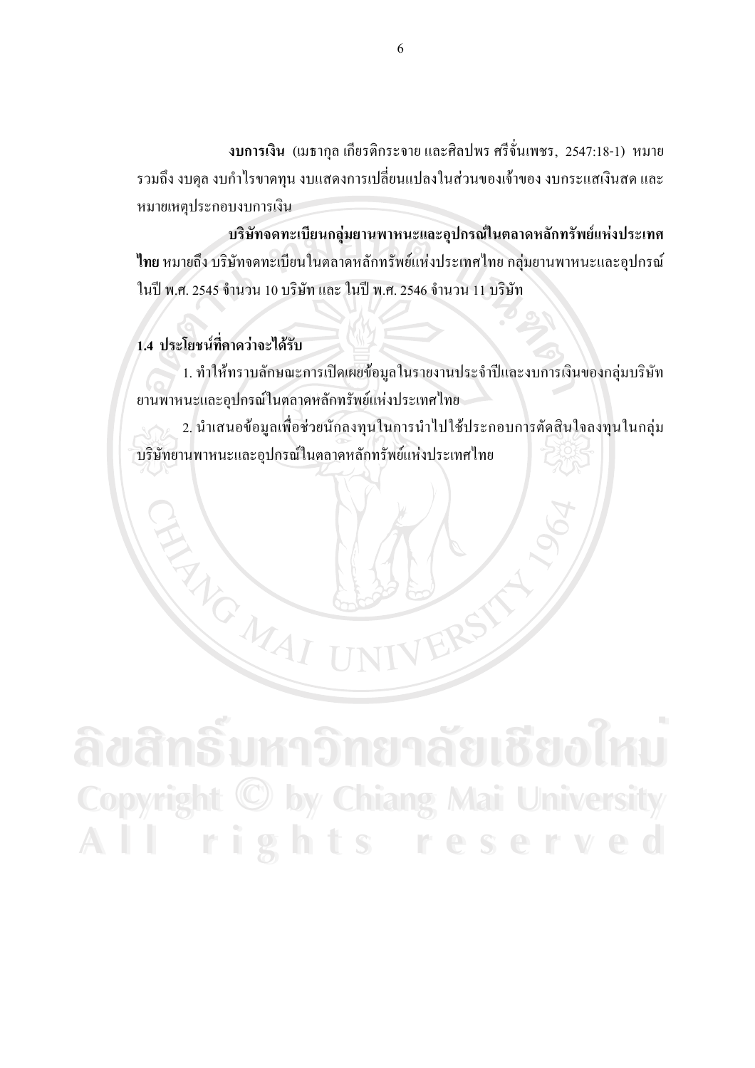**งบการเงิน** (เมธากุล เกียรติกระจาย และศิลปพร ศรีจั่นเพชร, 2547:18-1) หมายรวมถึง งบดุล งบกำไรขาดทุน งบแสดงการเปลี่ยนแปลงในส่วนของเจ้าของ งบกระแสเงินสด และหมายเหตุประกอบงบการเงิน

**บริษัทจดทะเบียนกลุ่มยานพาหนะและอุปกรณ์ในตลาดหลักทรัพย์แห่งประเทศไทย** หมายถึง บริษัทจดทะเบียนในตลาดหลักทรัพย์แห่งประเทศไทย กลุ่มยานพาหนะและอุปกรณ์ ในปี พ.ศ. 2545 จำนวน 10 บริษัท และ ในปี พ.ศ. 2546 จำนวน 11 บริษัท

## 1.4 ประโยชน์ที่คาดว่าจะได้รับ

1. ทำให้ทราบลักษณะการเปิดเผยข้อมูลในรายงานประจำปีและงบการเงินของกลุ่มบริษัทยานพาหนะและอุปกรณ์ในตลาดหลักทรัพย์แห่งประเทศไทย
2. นำเสนอข้อมูลเพื่อช่วยนักลงทุนในการนำไปใช้ประกอบการตัดสินใจลงทุนในกลุ่มบริษัทยานพาหนะและอุปกรณ์ในตลาดหลักทรัพย์แห่งประเทศไทย